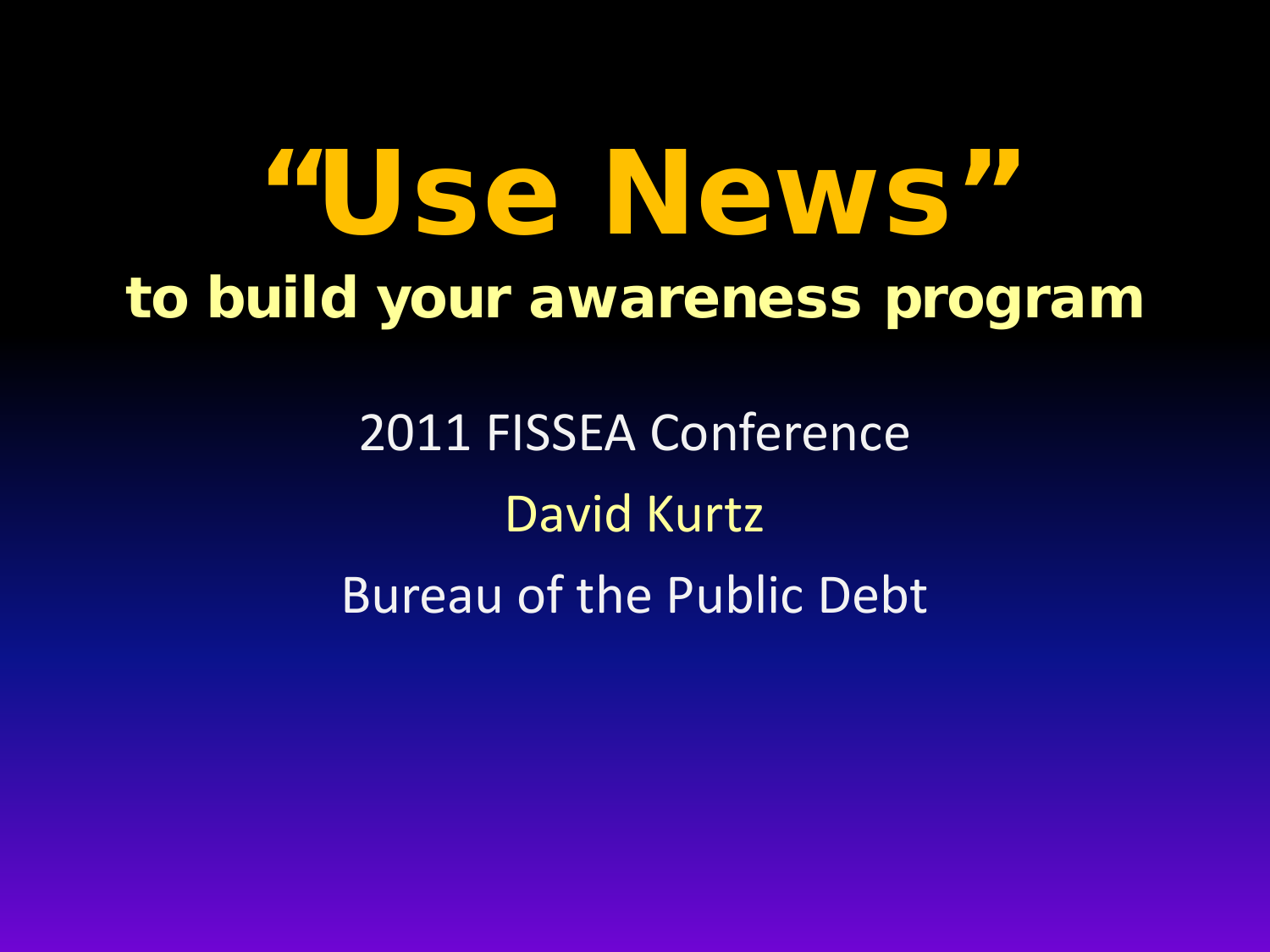# "Use News"

## to build your awareness program

2011 FISSEA Conference

David Kurtz

Bureau of the Public Debt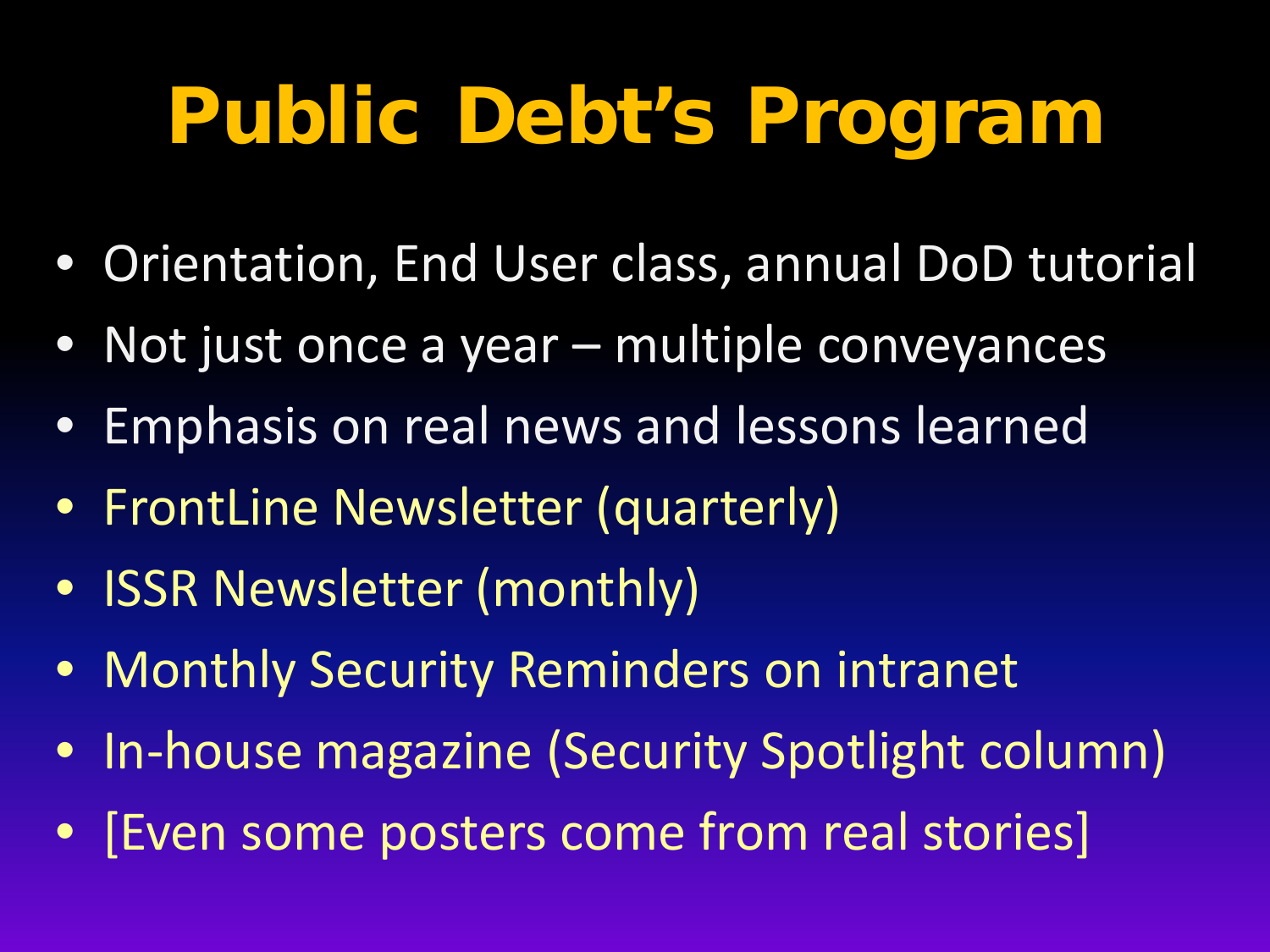# Public Debt's Program

- Orientation, End User class, annual DoD tutorial
- Not just once a year – multiple conveyances
- Emphasis on real news and lessons learned
- FrontLine Newsletter (quarterly)
- ISSR Newsletter (monthly)
- Monthly Security Reminders on intranet
- In-house magazine (Security Spotlight column)
- [Even some posters come from real stories]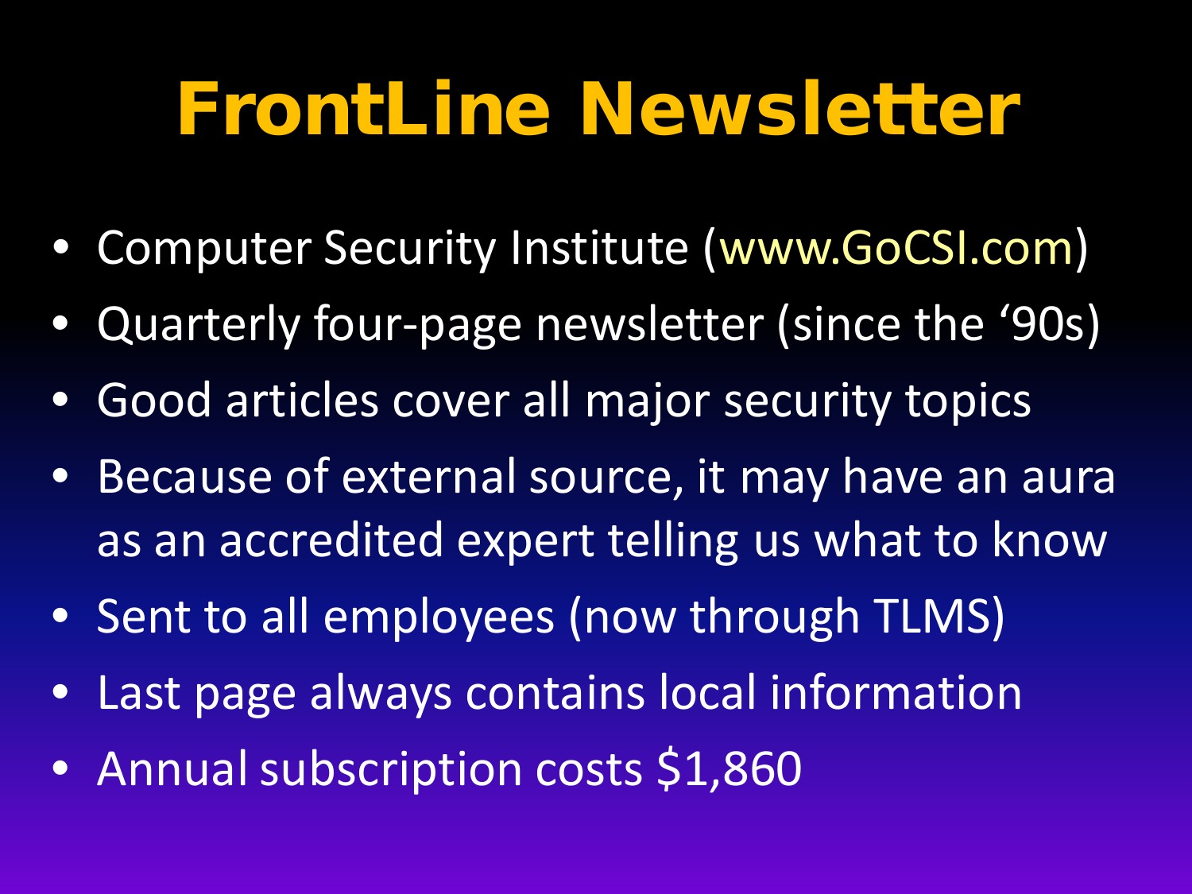# FrontLine Newsletter

- Computer Security Institute (www.GoCSI.com)
- Quarterly four-page newsletter (since the '90s)
- Good articles cover all major security topics
- Because of external source, it may have an aura as an accredited expert telling us what to know
- Sent to all employees (now through TLMS)
- Last page always contains local information
- Annual subscription costs $1,860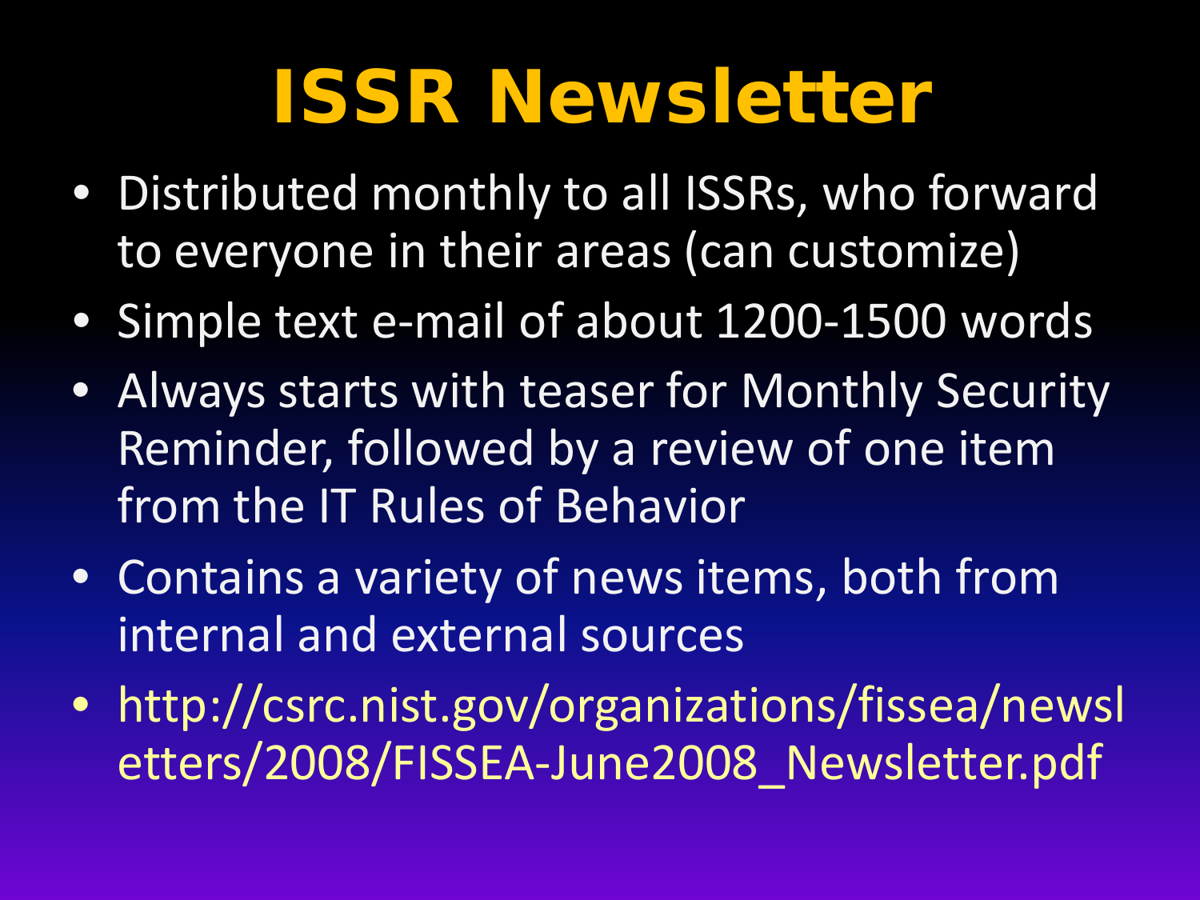# ISSR Newsletter

- Distributed monthly to all ISSRs, who forward to everyone in their areas (can customize)
- Simple text e-mail of about 1200-1500 words
- Always starts with teaser for Monthly Security Reminder, followed by a review of one item from the IT Rules of Behavior
- Contains a variety of news items, both from internal and external sources
- http://csrc.nist.gov/organizations/fissea/newsletters/2008/FISSEA-June2008_Newsletter.pdf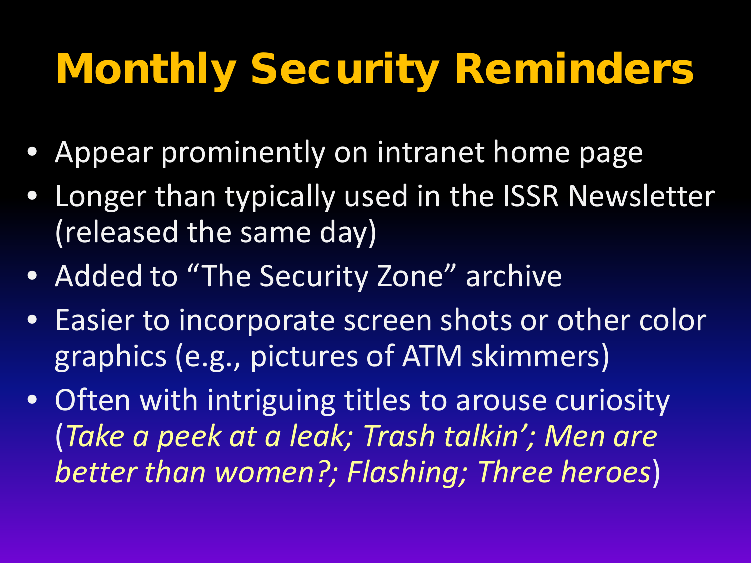# Monthly Security Reminders

- Appear prominently on intranet home page
- Longer than typically used in the ISSR Newsletter (released the same day)
- Added to “The Security Zone” archive
- Easier to incorporate screen shots or other color graphics (e.g., pictures of ATM skimmers)
- Often with intriguing titles to arouse curiosity (*Take a peek at a leak; Trash talkin’; Men are better than women?; Flashing; Three heroes*)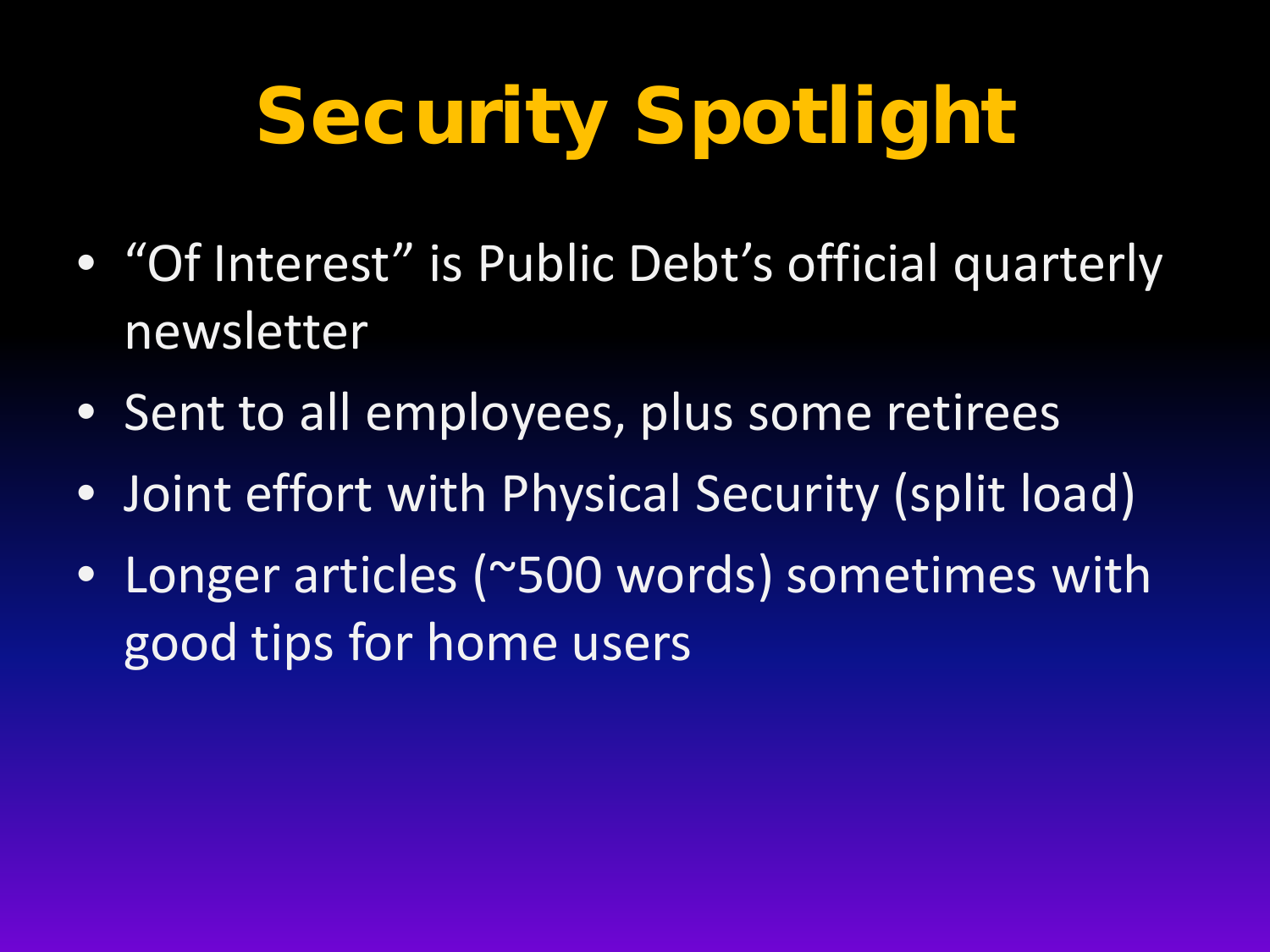# Security Spotlight

- “Of Interest” is Public Debt’s official quarterly newsletter
- Sent to all employees, plus some retirees
- Joint effort with Physical Security (split load)
- Longer articles (~500 words) sometimes with good tips for home users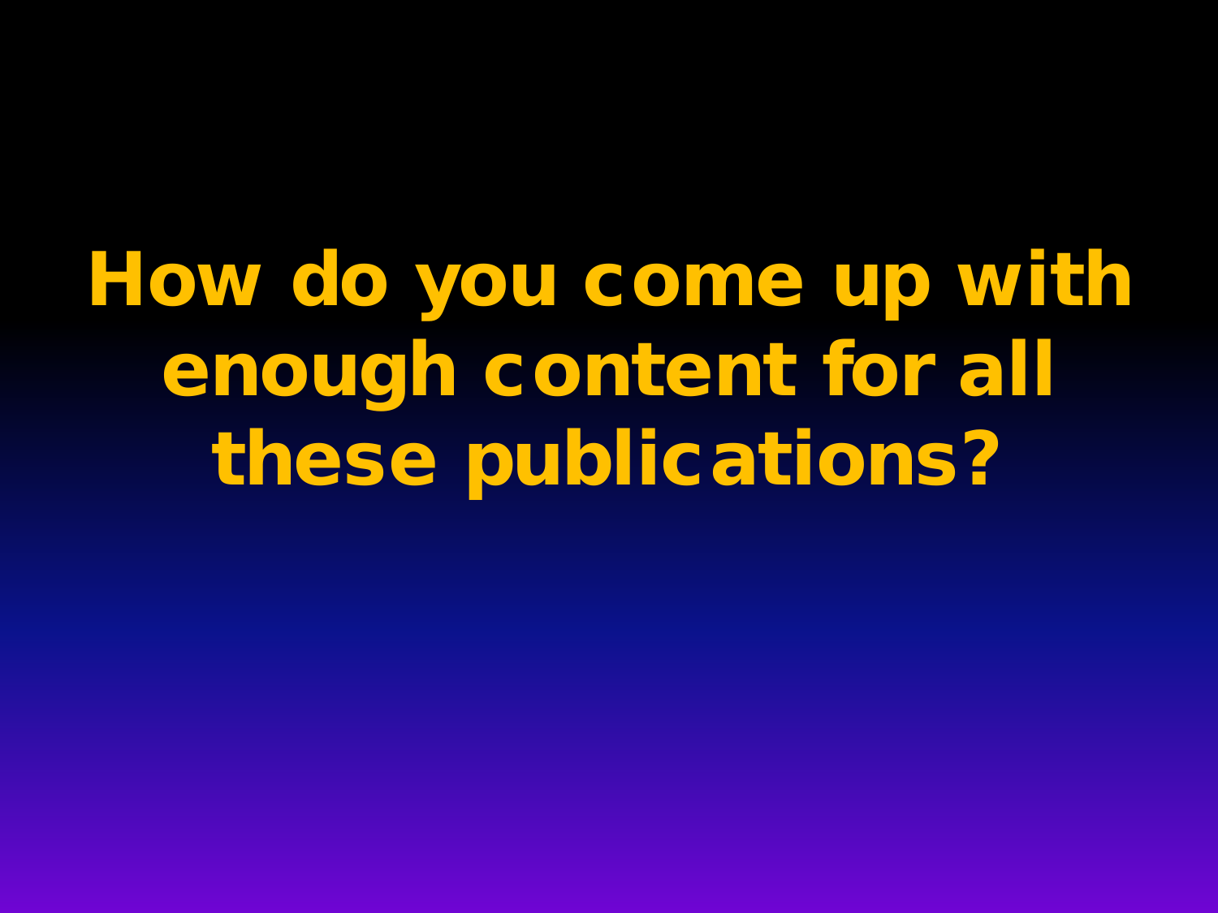# How do you come up with enough content for all these publications?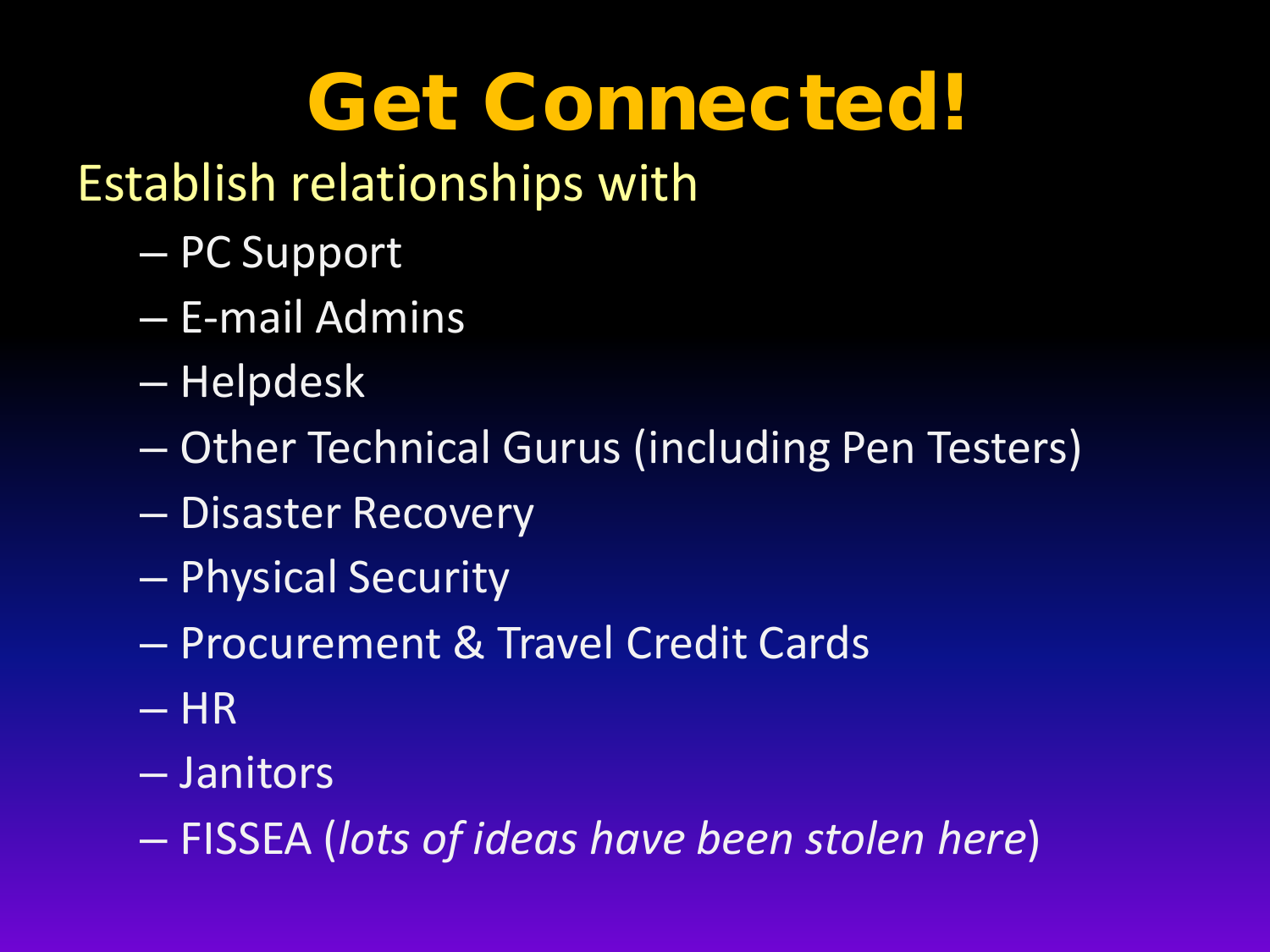# Get Connected!

Establish relationships with

- PC Support
- E-mail Admins
- Helpdesk
- Other Technical Gurus (including Pen Testers)
- Disaster Recovery
- Physical Security
- Procurement & Travel Credit Cards
- HR
- Janitors
- FISSEA (*lots of ideas have been stolen here*)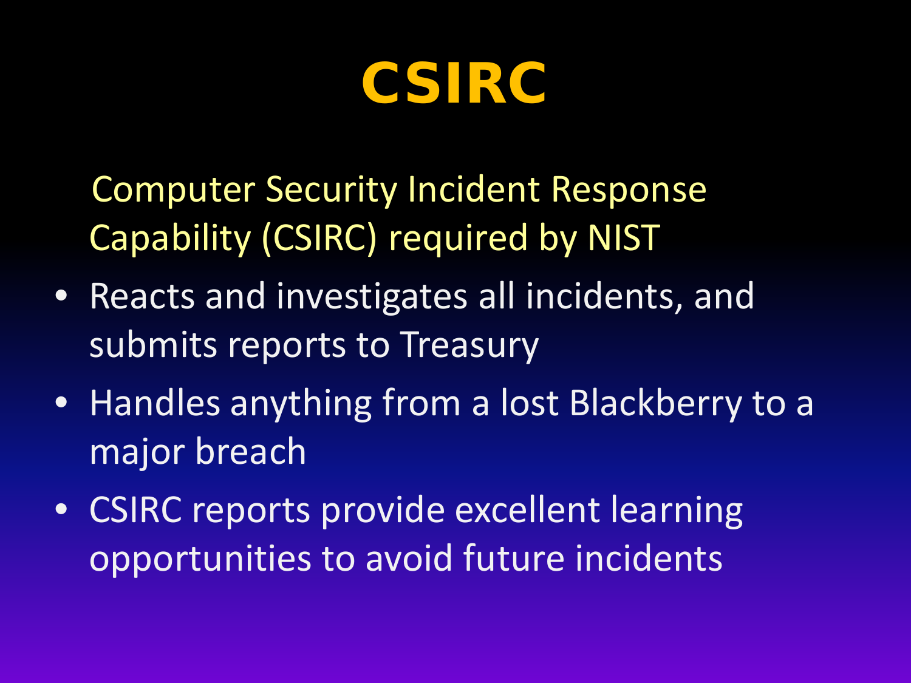# CSIRC

Computer Security Incident Response Capability (CSIRC) required by NIST

- Reacts and investigates all incidents, and submits reports to Treasury
- Handles anything from a lost Blackberry to a major breach
- CSIRC reports provide excellent learning opportunities to avoid future incidents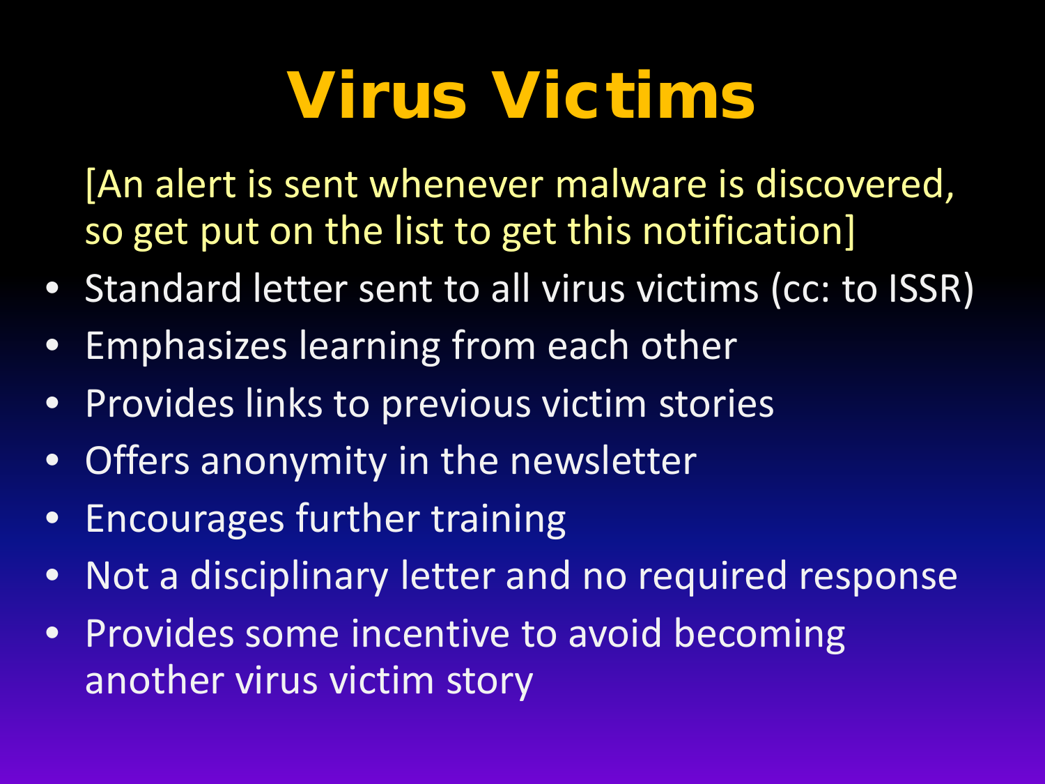# Virus Victims

[An alert is sent whenever malware is discovered, so get put on the list to get this notification]

- Standard letter sent to all virus victims (cc: to ISSR)
- Emphasizes learning from each other
- Provides links to previous victim stories
- Offers anonymity in the newsletter
- Encourages further training
- Not a disciplinary letter and no required response
- Provides some incentive to avoid becoming another virus victim story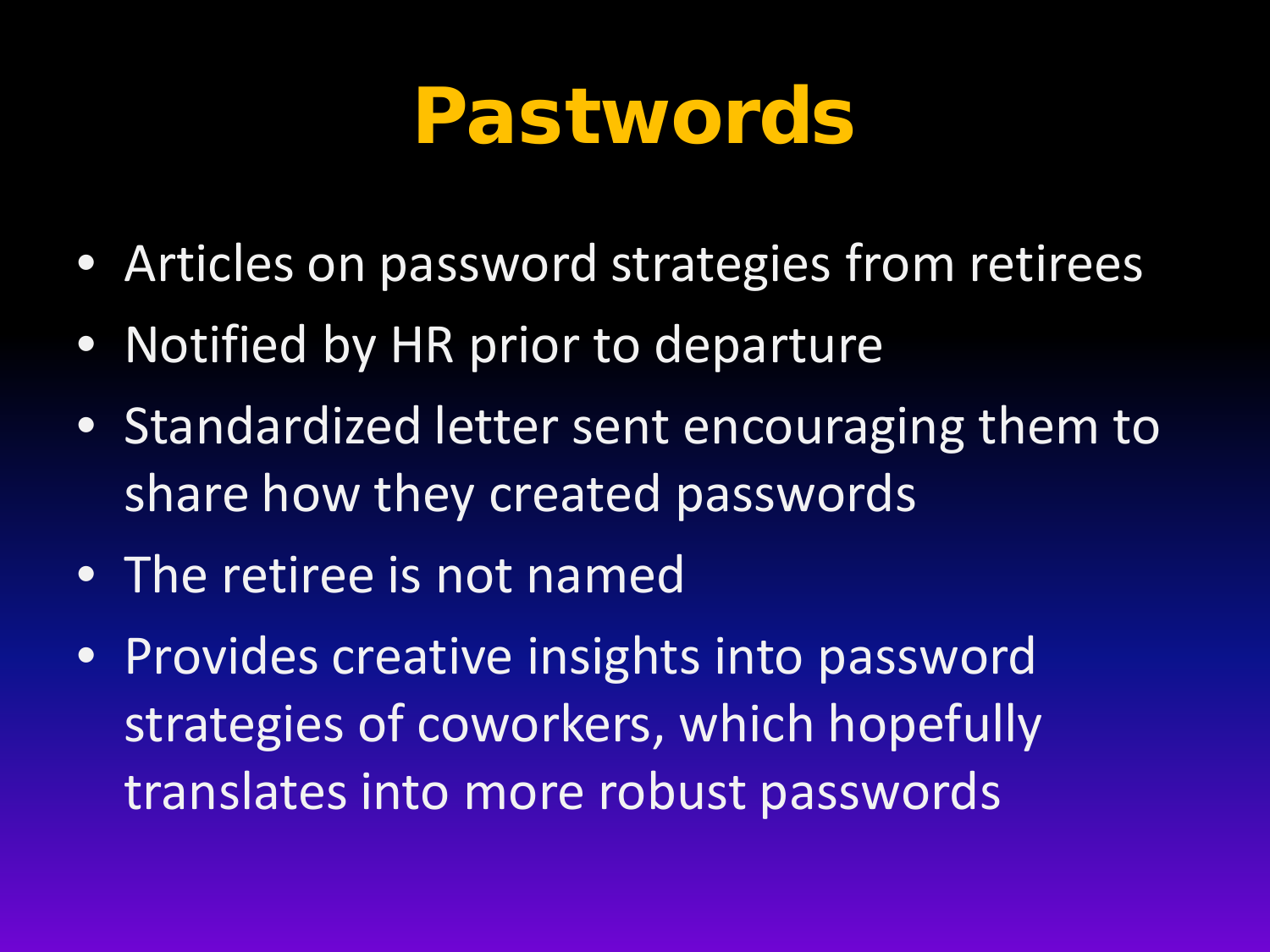# Pastwords

- Articles on password strategies from retirees
- Notified by HR prior to departure
- Standardized letter sent encouraging them to share how they created passwords
- The retiree is not named
- Provides creative insights into password strategies of coworkers, which hopefully translates into more robust passwords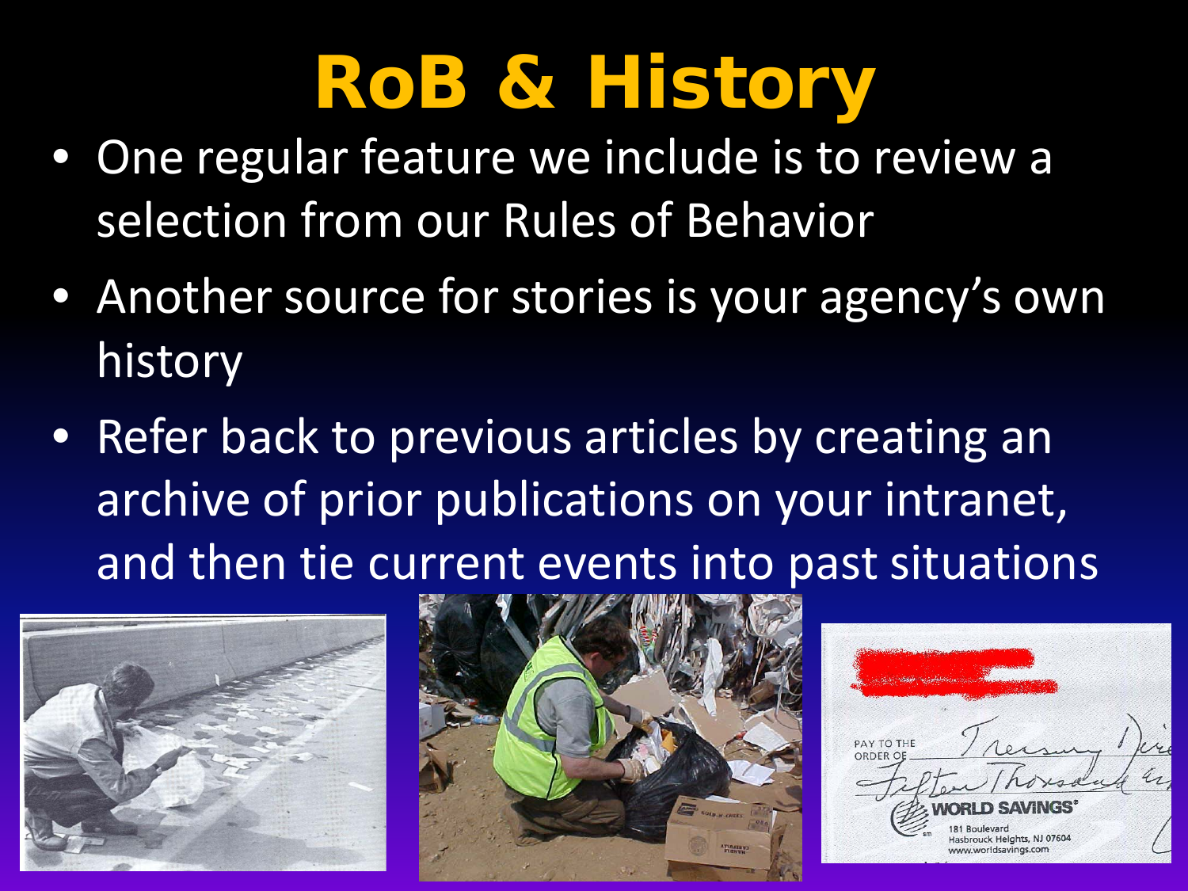# RoB & History

- One regular feature we include is to review a selection from our Rules of Behavior
- Another source for stories is your agency's own history
- Refer back to previous articles by creating an archive of prior publications on your intranet, and then tie current events into past situations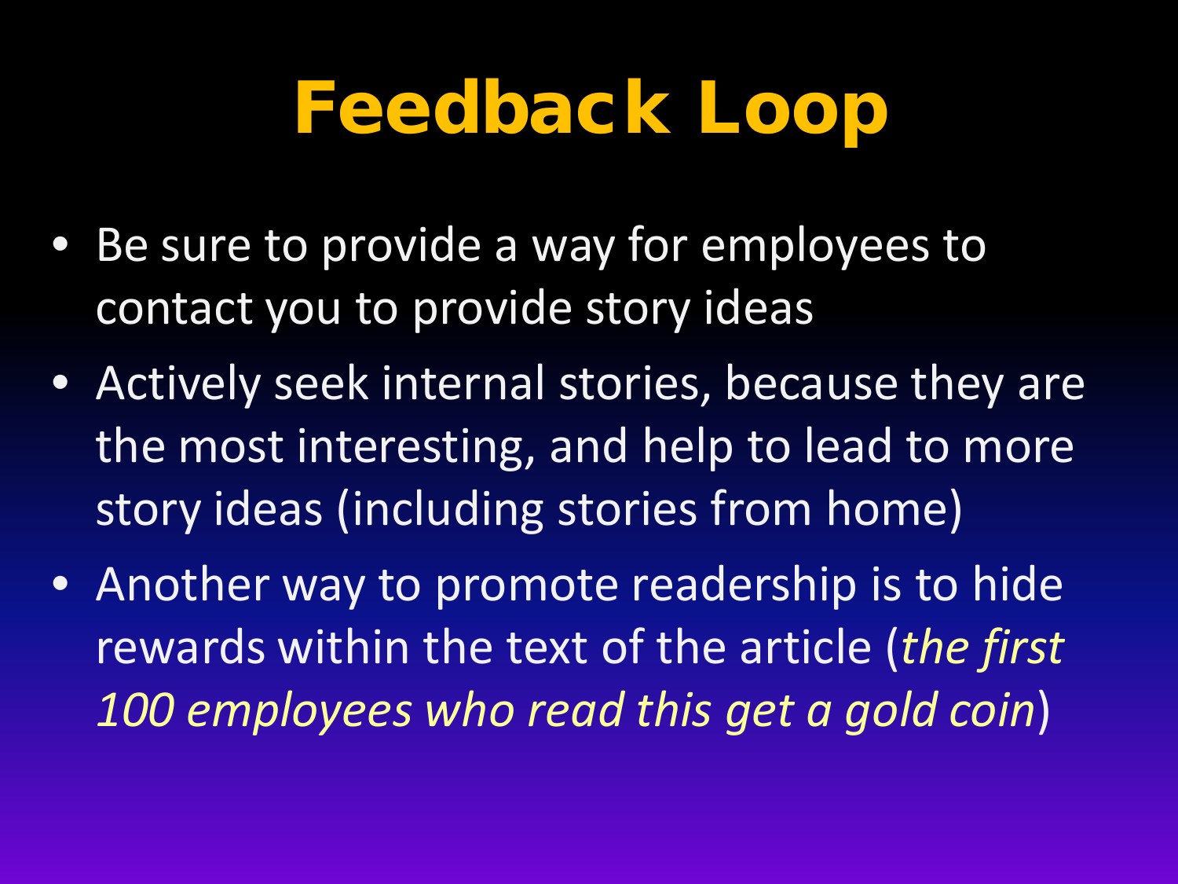# Feedback Loop

- Be sure to provide a way for employees to contact you to provide story ideas
- Actively seek internal stories, because they are the most interesting, and help to lead to more story ideas (including stories from home)
- Another way to promote readership is to hide rewards within the text of the article (*the first 100 employees who read this get a gold coin*)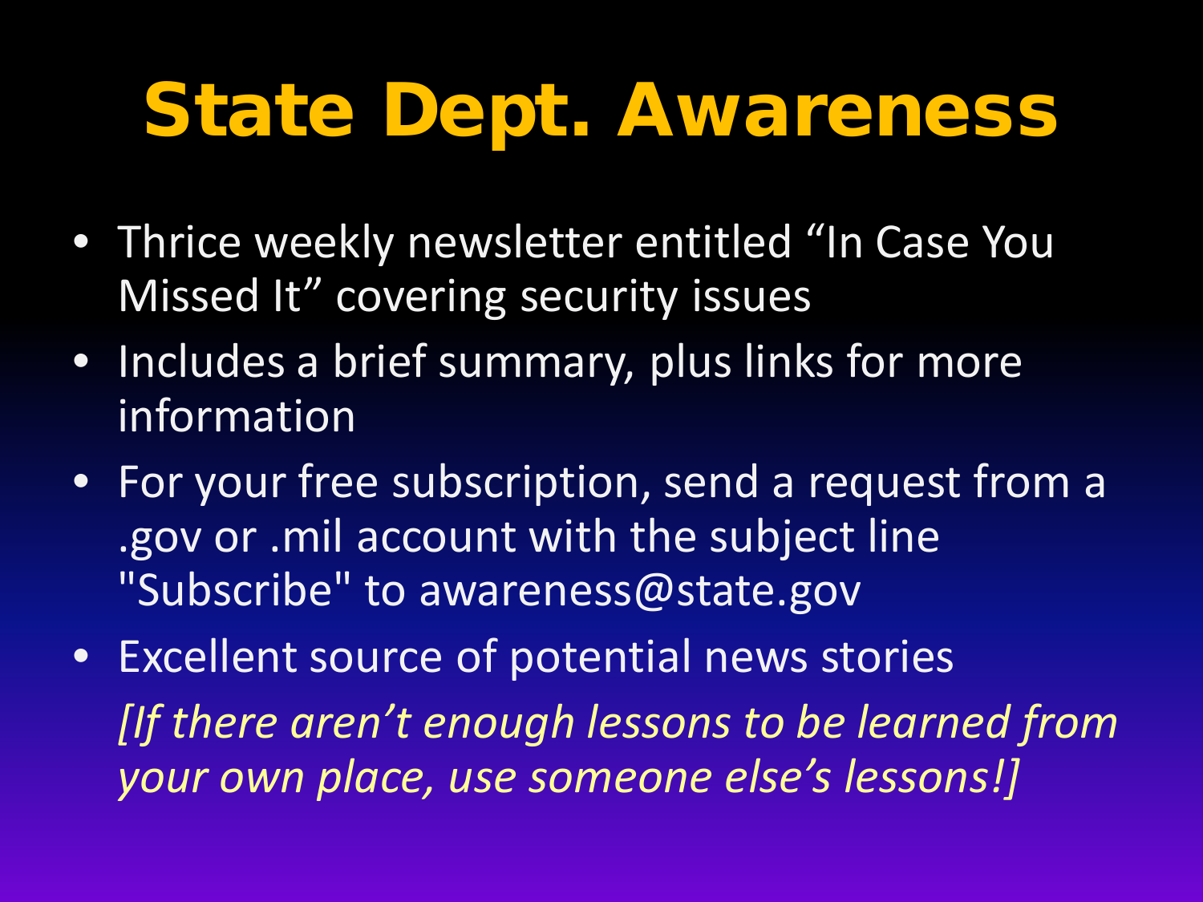# State Dept. Awareness

- Thrice weekly newsletter entitled “In Case You Missed It” covering security issues
- Includes a brief summary, plus links for more information
- For your free subscription, send a request from a .gov or .mil account with the subject line "Subscribe" to awareness@state.gov
- Excellent source of potential news stories

  *[If there aren’t enough lessons to be learned from your own place, use someone else’s lessons!]*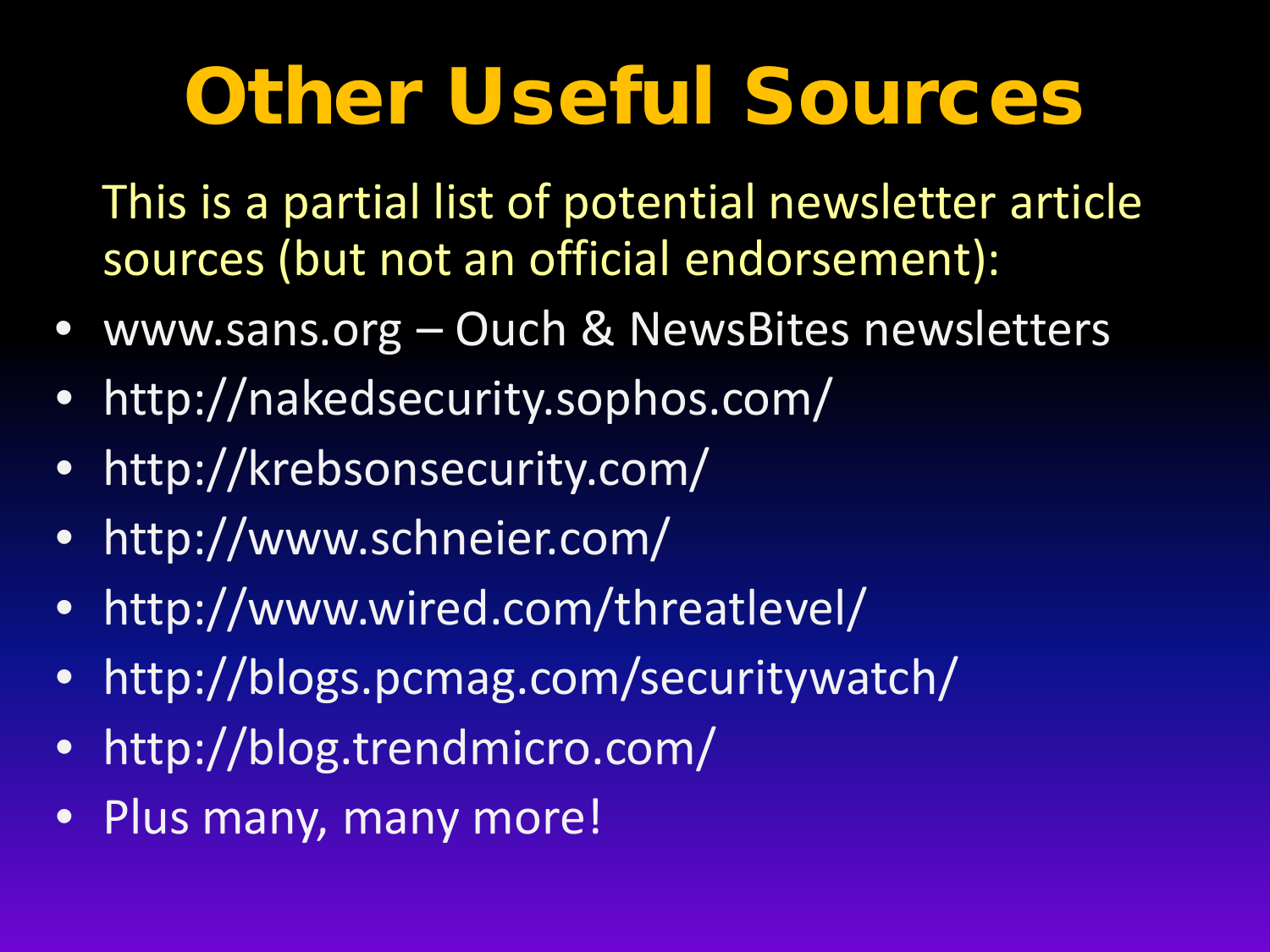# Other Useful Sources

This is a partial list of potential newsletter article sources (but not an official endorsement):

- www.sans.org – Ouch & NewsBites newsletters
- http://nakedsecurity.sophos.com/
- http://krebsonsecurity.com/
- http://www.schneier.com/
- http://www.wired.com/threatlevel/
- http://blogs.pcmag.com/securitywatch/
- http://blog.trendmicro.com/
- Plus many, many more!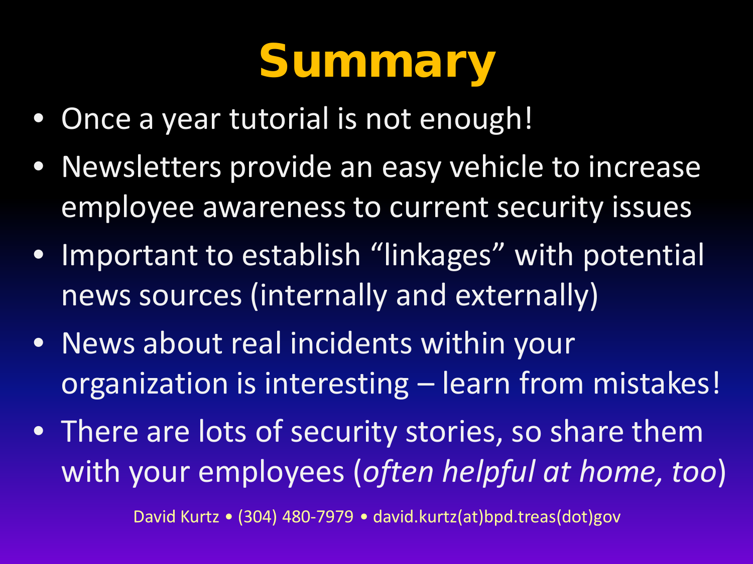# Summary

- Once a year tutorial is not enough!
- Newsletters provide an easy vehicle to increase employee awareness to current security issues
- Important to establish "linkages" with potential news sources (internally and externally)
- News about real incidents within your organization is interesting – learn from mistakes!
- There are lots of security stories, so share them with your employees (*often helpful at home, too*)

David Kurtz • (304) 480-7979 • david.kurtz(at)bpd.treas(dot)gov